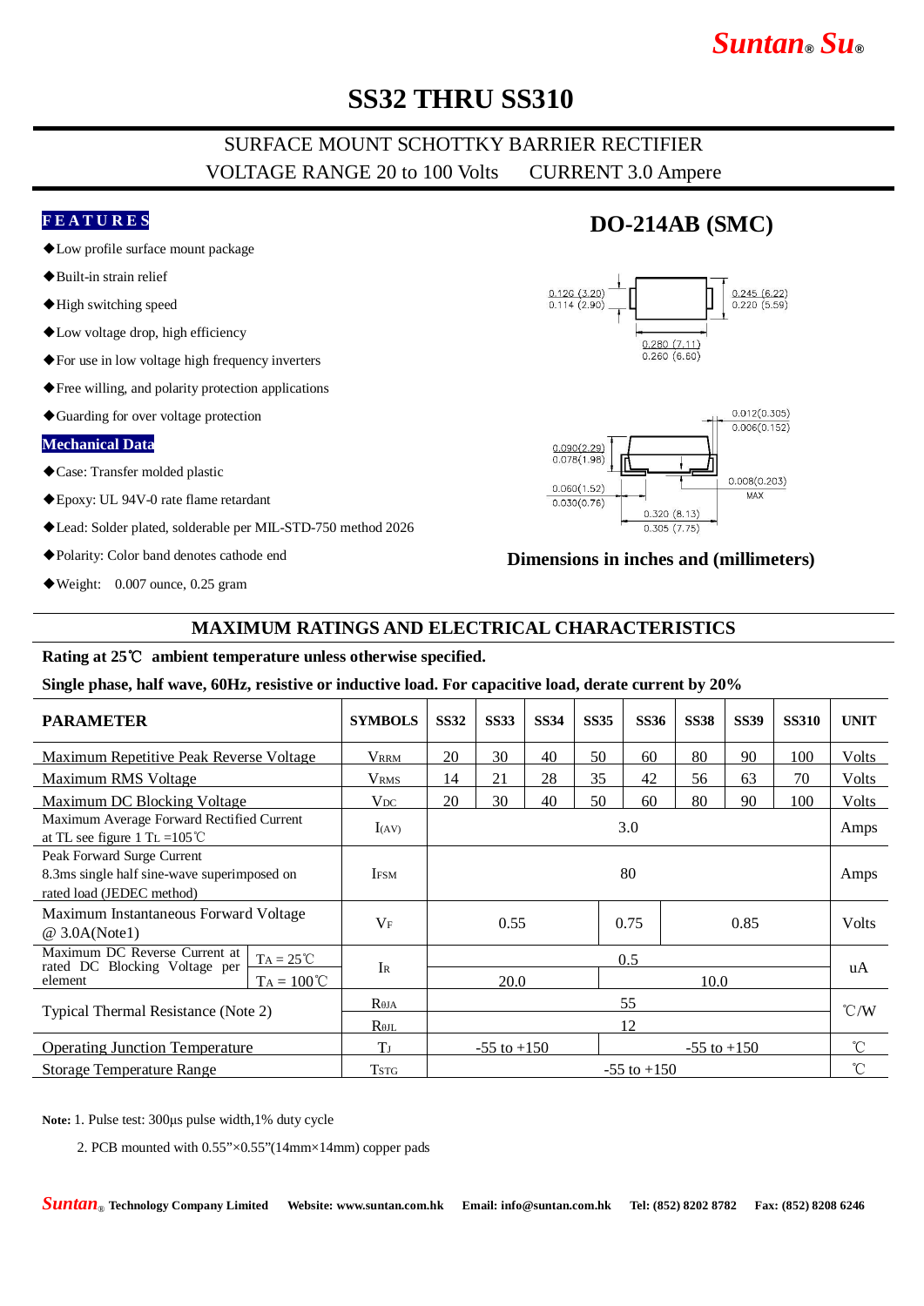# SS32 THRU SS310

## SURFACE MOUNT SCHOTTKY BARRIER RECTIFIER

VOLTAGE RANGE 20 to 100 Volts  CURRENT 3.0 Ampere

### FEATURES

- ◆Low profile surface mount package
- ◆Built-in strain relief
- ◆High switching speed
- ◆Low voltage drop, high efficiency
- ◆For use in low voltage high frequency inverters
- ◆Free willing, and polarity protection applications
- ◆Guarding for over voltage protection

### Mechanical Data

- ◆Case: Transfer molded plastic
- ◆Epoxy: UL 94V-0 rate flame retardant
- ◆Lead: Solder plated, solderable per MIL-STD-750 method 2026
- ◆Polarity: Color band denotes cathode end
- ◆Weight: 0.007 ounce, 0.25 gram

## DO-214AB (SMC)

0.126 (3.20)
0.114 (2.90)

0.245 (6.22)
0.220 (5.59)

0.280 (7.11)
0.260 (6.60)

0.012(0.305)
0.006(0.152)

0.090(2.29)
0.078(1.98)

0.060(1.52)
0.030(0.76)

0.008(0.203)
MAX

0.320 (8.13)
0.305 (7.75)

**Dimensions in inches and (millimeters)**

## MAXIMUM RATINGS AND ELECTRICAL CHARACTERISTICS

**Rating at 25℃ ambient temperature unless otherwise specified.**

**Single phase, half wave, 60Hz, resistive or inductive load. For capacitive load, derate current by 20%**

| PARAMETER | | SYMBOLS | SS32 | SS33 | SS34 | SS35 | SS36 | SS38 | SS39 | SS310 | UNIT |
|---|---|---|---|---|---|---|---|---|---|---|---|
| Maximum Repetitive Peak Reverse Voltage | | $V_{RRM}$ | 20 | 30 | 40 | 50 | 60 | 80 | 90 | 100 | Volts |
| Maximum RMS Voltage | | $V_{RMS}$ | 14 | 21 | 28 | 35 | 42 | 56 | 63 | 70 | Volts |
| Maximum DC Blocking Voltage | | $V_{DC}$ | 20 | 30 | 40 | 50 | 60 | 80 | 90 | 100 | Volts |
| Maximum Average Forward Rectified Current at TL see figure 1 $T_L$ =105℃ | | $I_{(AV)}$ | 3.0 | | | | | | | | Amps |
| Peak Forward Surge Current 8.3ms single half sine-wave superimposed on rated load (JEDEC method) | | $I_{FSM}$ | 80 | | | | | | | | Amps |
| Maximum Instantaneous Forward Voltage @ 3.0A(Note1) | | $V_F$ | 0.55 | | | | 0.75 | 0.85 | | | Volts |
| Maximum DC Reverse Current at rated DC Blocking Voltage per element | $T_A$ = 25℃ | $I_R$ | 0.5 | | | | | | | | uA |
| | $T_A$ = 100℃ | | 20.0 | | | | 10.0 | | | | |
| Typical Thermal Resistance (Note 2) | | $R_{\theta JA}$ | 55 | | | | | | | | ℃/W |
| | | $R_{\theta JL}$ | 12 | | | | | | | | |
| Operating Junction Temperature | | $T_J$ | -55 to +150 | | | | -55 to +150 | | | | ℃ |
| Storage Temperature Range | | $T_{STG}$ | -55 to +150 | | | | | | | | ℃ |

**Note:** 1. Pulse test: 300μs pulse width,1% duty cycle

2. PCB mounted with 0.55"×0.55"(14mm×14mm) copper pads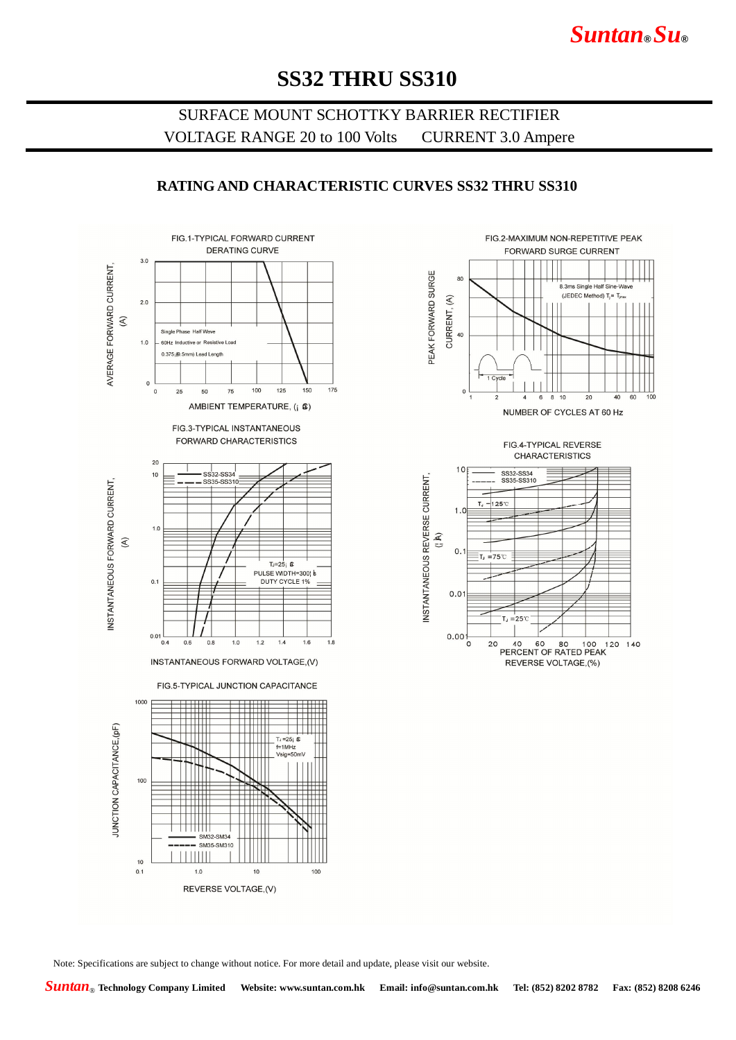# SS32 THRU SS310

SURFACE MOUNT SCHOTTKY BARRIER RECTIFIER

VOLTAGE RANGE 20 to 100 Volts  CURRENT 3.0 Ampere

## RATING AND CHARACTERISTIC CURVES SS32 THRU SS310

FIG.1-TYPICAL FORWARD CURRENT DERATING CURVE

AVERAGE FORWARD CURRENT, (A)

3.0
2.0
1.0
0

Single Phase Half Wave
60Hz Inductive or Resistive Load
0.375"(9.5mm) Lead Length

0 25 50 75 100 125 150 175

AMBIENT TEMPERATURE, (°C)

FIG.2-MAXIMUM NON-REPETITIVE PEAK FORWARD SURGE CURRENT

PEAK FORWARD SURGE CURRENT, (A)

80
40
0

8.3ms Single Half Sine-Wave
(JEDEC Method) $T_J = T_{jmax}$

1 Cycle

1 2 4 6 8 10 20 40 60 100

NUMBER OF CYCLES AT 60 Hz

FIG.3-TYPICAL INSTANTANEOUS FORWARD CHARACTERISTICS

INSTANTANEOUS FORWARD CURRENT, (A)

20
10
1.0
0.1
0.01

SS32-SS34
SS35-SS310

$T_J$=25°C
PULSE WIDTH=300μs
DUTY CYCLE 1%

0.4 0.6 0.8 1.0 1.2 1.4 1.6 1.8

INSTANTANEOUS FORWARD VOLTAGE,(V)

FIG.4-TYPICAL REVERSE CHARACTERISTICS

INSTANTANEOUS REVERSE CURRENT, (μA)

10
1.0
0.1
0.01
0.001

SS32-SS34
SS35-SS310

$T_J$ =125℃
$T_J$ =75℃
$T_J$ =25℃

0 20 40 60 80 100 120 140

PERCENT OF RATED PEAK REVERSE VOLTAGE,(%)

FIG.5-TYPICAL JUNCTION CAPACITANCE

JUNCTION CAPACITANCE,(pF)

1000
100
10

$T_J$ =25°C
f=1MHz
Vsig=50mV

SM32-SM34
SM35-SM310

0.1 1.0 10 100

REVERSE VOLTAGE,(V)

Note: Specifications are subject to change without notice. For more detail and update, please visit our website.

**Suntan® Technology Company Limited  Website: www.suntan.com.hk  Email: info@suntan.com.hk  Tel: (852) 8202 8782  Fax: (852) 8208 6246**